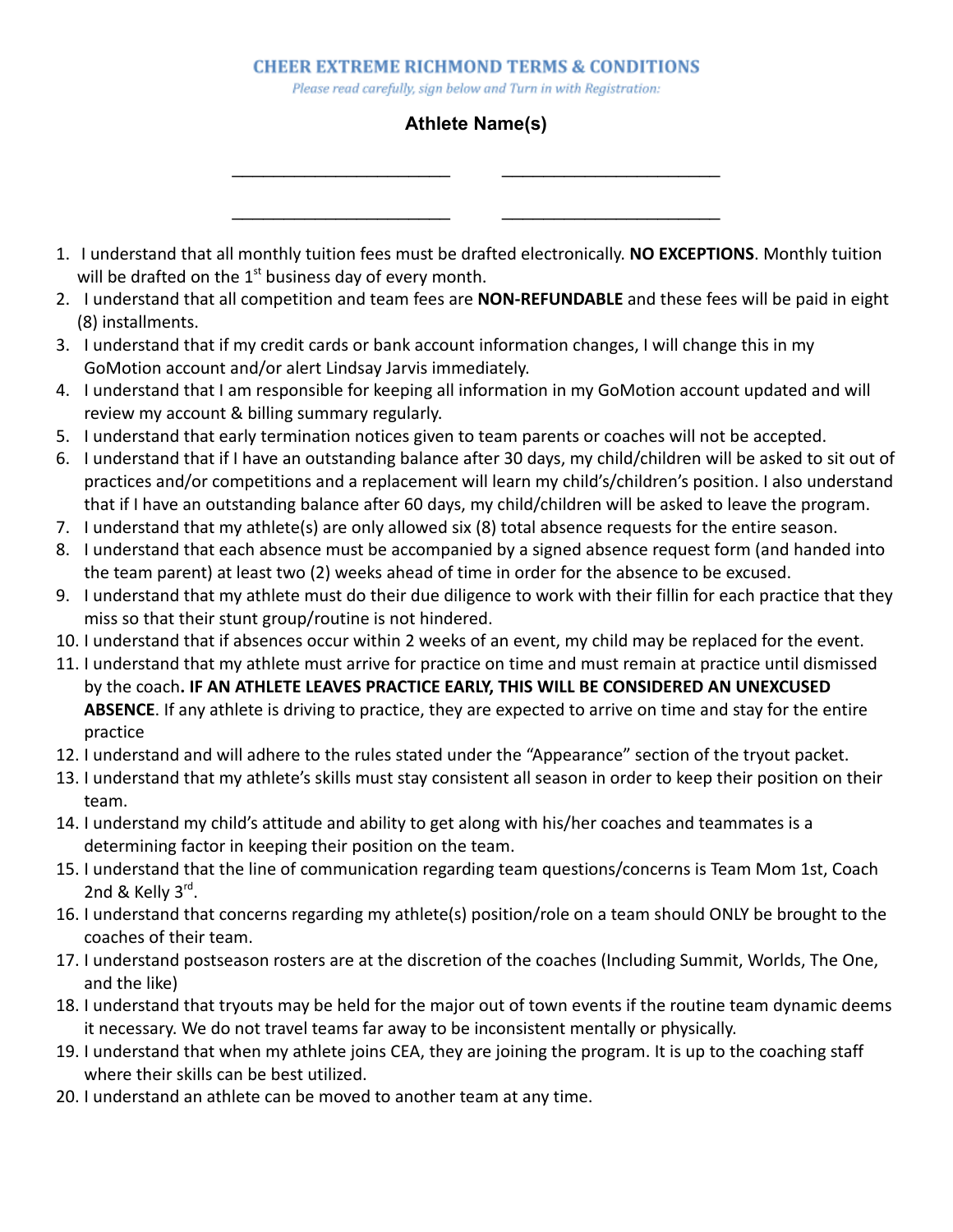# CHEER EXTREME RICHMOND TERMS & CONDITIONS

*Please read carefully, sign below and Turn in with Registration:*

## Athlete Name(s)

_______________________ _______________________

_______________________ _______________________

1. I understand that all monthly tuition fees must be drafted electronically. **NO EXCEPTIONS**. Monthly tuition will be drafted on the 1st business day of every month.
2. I understand that all competition and team fees are **NON-REFUNDABLE** and these fees will be paid in eight (8) installments.
3. I understand that if my credit cards or bank account information changes, I will change this in my GoMotion account and/or alert Lindsay Jarvis immediately.
4. I understand that I am responsible for keeping all information in my GoMotion account updated and will review my account & billing summary regularly.
5. I understand that early termination notices given to team parents or coaches will not be accepted.
6. I understand that if I have an outstanding balance after 30 days, my child/children will be asked to sit out of practices and/or competitions and a replacement will learn my child's/children's position. I also understand that if I have an outstanding balance after 60 days, my child/children will be asked to leave the program.
7. I understand that my athlete(s) are only allowed six (8) total absence requests for the entire season.
8. I understand that each absence must be accompanied by a signed absence request form (and handed into the team parent) at least two (2) weeks ahead of time in order for the absence to be excused.
9. I understand that my athlete must do their due diligence to work with their fillin for each practice that they miss so that their stunt group/routine is not hindered.
10. I understand that if absences occur within 2 weeks of an event, my child may be replaced for the event.
11. I understand that my athlete must arrive for practice on time and must remain at practice until dismissed by the coach**. IF AN ATHLETE LEAVES PRACTICE EARLY, THIS WILL BE CONSIDERED AN UNEXCUSED ABSENCE**. If any athlete is driving to practice, they are expected to arrive on time and stay for the entire practice
12. I understand and will adhere to the rules stated under the "Appearance" section of the tryout packet.
13. I understand that my athlete's skills must stay consistent all season in order to keep their position on their team.
14. I understand my child's attitude and ability to get along with his/her coaches and teammates is a determining factor in keeping their position on the team.
15. I understand that the line of communication regarding team questions/concerns is Team Mom 1st, Coach 2nd & Kelly 3rd.
16. I understand that concerns regarding my athlete(s) position/role on a team should ONLY be brought to the coaches of their team.
17. I understand postseason rosters are at the discretion of the coaches (Including Summit, Worlds, The One, and the like)
18. I understand that tryouts may be held for the major out of town events if the routine team dynamic deems it necessary. We do not travel teams far away to be inconsistent mentally or physically.
19. I understand that when my athlete joins CEA, they are joining the program. It is up to the coaching staff where their skills can be best utilized.
20. I understand an athlete can be moved to another team at any time.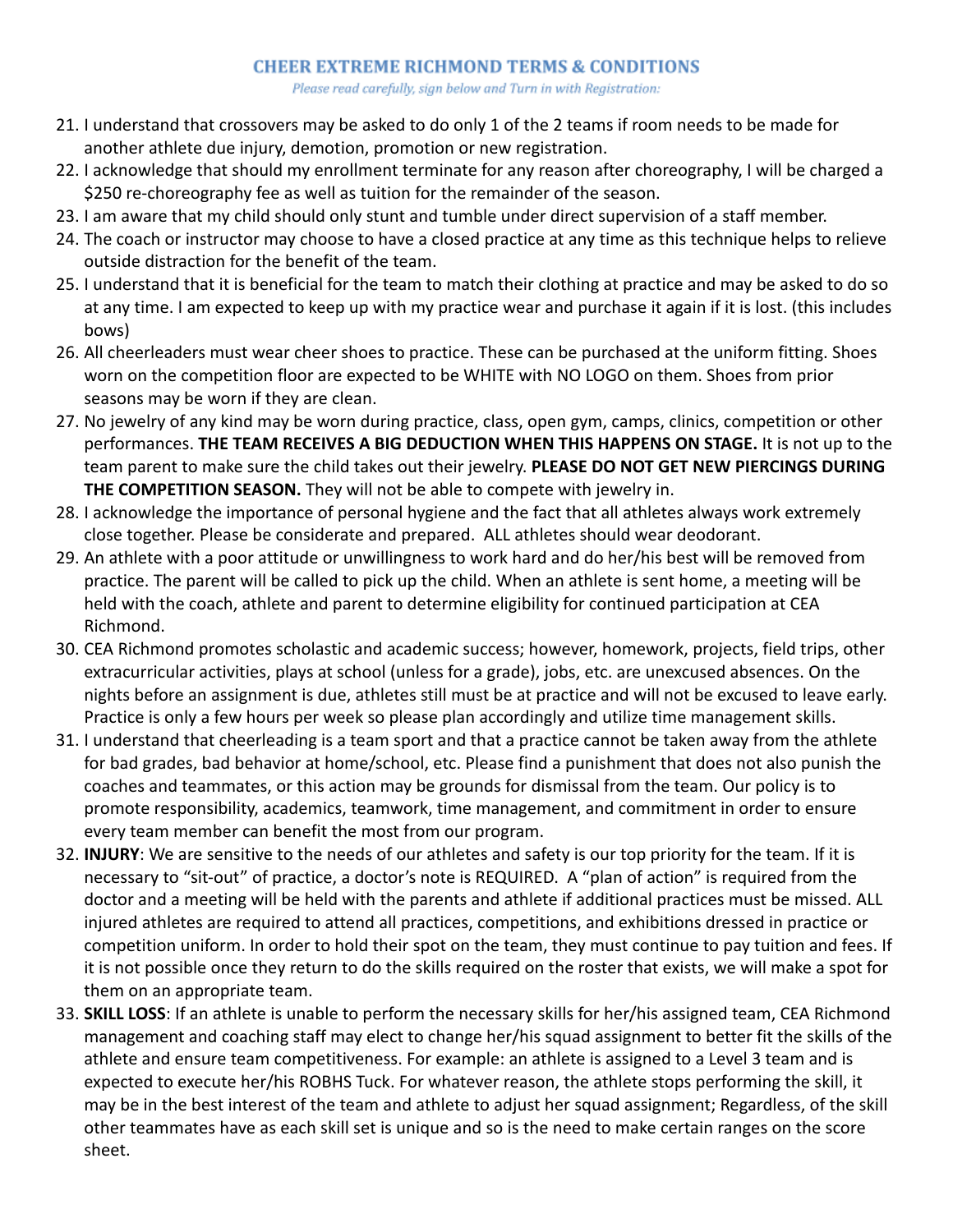## CHEER EXTREME RICHMOND TERMS & CONDITIONS

*Please read carefully, sign below and Turn in with Registration:*

21. I understand that crossovers may be asked to do only 1 of the 2 teams if room needs to be made for another athlete due injury, demotion, promotion or new registration.
22. I acknowledge that should my enrollment terminate for any reason after choreography, I will be charged a $250 re-choreography fee as well as tuition for the remainder of the season.
23. I am aware that my child should only stunt and tumble under direct supervision of a staff member.
24. The coach or instructor may choose to have a closed practice at any time as this technique helps to relieve outside distraction for the benefit of the team.
25. I understand that it is beneficial for the team to match their clothing at practice and may be asked to do so at any time. I am expected to keep up with my practice wear and purchase it again if it is lost. (this includes bows)
26. All cheerleaders must wear cheer shoes to practice. These can be purchased at the uniform fitting. Shoes worn on the competition floor are expected to be WHITE with NO LOGO on them. Shoes from prior seasons may be worn if they are clean.
27. No jewelry of any kind may be worn during practice, class, open gym, camps, clinics, competition or other performances. **THE TEAM RECEIVES A BIG DEDUCTION WHEN THIS HAPPENS ON STAGE.** It is not up to the team parent to make sure the child takes out their jewelry. **PLEASE DO NOT GET NEW PIERCINGS DURING THE COMPETITION SEASON.** They will not be able to compete with jewelry in.
28. I acknowledge the importance of personal hygiene and the fact that all athletes always work extremely close together. Please be considerate and prepared. ALL athletes should wear deodorant.
29. An athlete with a poor attitude or unwillingness to work hard and do her/his best will be removed from practice. The parent will be called to pick up the child. When an athlete is sent home, a meeting will be held with the coach, athlete and parent to determine eligibility for continued participation at CEA Richmond.
30. CEA Richmond promotes scholastic and academic success; however, homework, projects, field trips, other extracurricular activities, plays at school (unless for a grade), jobs, etc. are unexcused absences. On the nights before an assignment is due, athletes still must be at practice and will not be excused to leave early. Practice is only a few hours per week so please plan accordingly and utilize time management skills.
31. I understand that cheerleading is a team sport and that a practice cannot be taken away from the athlete for bad grades, bad behavior at home/school, etc. Please find a punishment that does not also punish the coaches and teammates, or this action may be grounds for dismissal from the team. Our policy is to promote responsibility, academics, teamwork, time management, and commitment in order to ensure every team member can benefit the most from our program.
32. **INJURY**: We are sensitive to the needs of our athletes and safety is our top priority for the team. If it is necessary to "sit-out" of practice, a doctor's note is REQUIRED. A "plan of action" is required from the doctor and a meeting will be held with the parents and athlete if additional practices must be missed. ALL injured athletes are required to attend all practices, competitions, and exhibitions dressed in practice or competition uniform. In order to hold their spot on the team, they must continue to pay tuition and fees. If it is not possible once they return to do the skills required on the roster that exists, we will make a spot for them on an appropriate team.
33. **SKILL LOSS**: If an athlete is unable to perform the necessary skills for her/his assigned team, CEA Richmond management and coaching staff may elect to change her/his squad assignment to better fit the skills of the athlete and ensure team competitiveness. For example: an athlete is assigned to a Level 3 team and is expected to execute her/his ROBHS Tuck. For whatever reason, the athlete stops performing the skill, it may be in the best interest of the team and athlete to adjust her squad assignment; Regardless, of the skill other teammates have as each skill set is unique and so is the need to make certain ranges on the score sheet.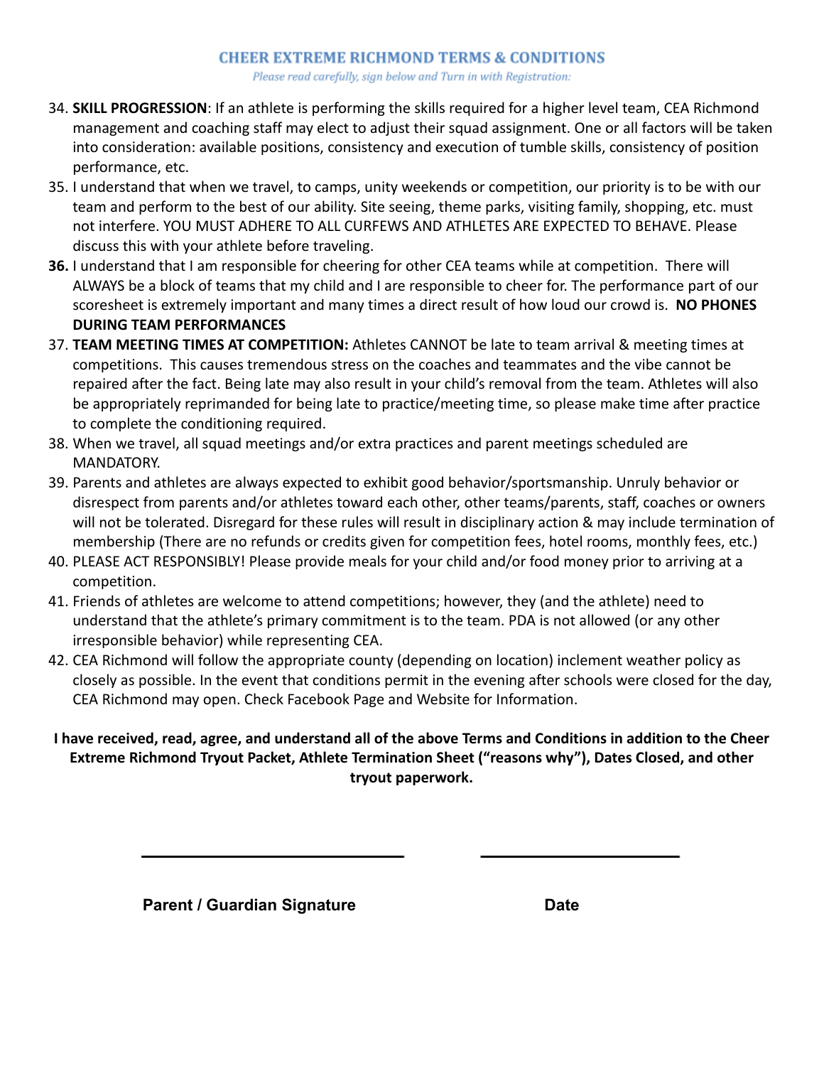## CHEER EXTREME RICHMOND TERMS & CONDITIONS

*Please read carefully, sign below and Turn in with Registration:*

34. **SKILL PROGRESSION**: If an athlete is performing the skills required for a higher level team, CEA Richmond management and coaching staff may elect to adjust their squad assignment. One or all factors will be taken into consideration: available positions, consistency and execution of tumble skills, consistency of position performance, etc.
35. I understand that when we travel, to camps, unity weekends or competition, our priority is to be with our team and perform to the best of our ability. Site seeing, theme parks, visiting family, shopping, etc. must not interfere. YOU MUST ADHERE TO ALL CURFEWS AND ATHLETES ARE EXPECTED TO BEHAVE. Please discuss this with your athlete before traveling.
36. I understand that I am responsible for cheering for other CEA teams while at competition. There will ALWAYS be a block of teams that my child and I are responsible to cheer for. The performance part of our scoresheet is extremely important and many times a direct result of how loud our crowd is. **NO PHONES DURING TEAM PERFORMANCES**
37. **TEAM MEETING TIMES AT COMPETITION:** Athletes CANNOT be late to team arrival & meeting times at competitions. This causes tremendous stress on the coaches and teammates and the vibe cannot be repaired after the fact. Being late may also result in your child's removal from the team. Athletes will also be appropriately reprimanded for being late to practice/meeting time, so please make time after practice to complete the conditioning required.
38. When we travel, all squad meetings and/or extra practices and parent meetings scheduled are MANDATORY.
39. Parents and athletes are always expected to exhibit good behavior/sportsmanship. Unruly behavior or disrespect from parents and/or athletes toward each other, other teams/parents, staff, coaches or owners will not be tolerated. Disregard for these rules will result in disciplinary action & may include termination of membership (There are no refunds or credits given for competition fees, hotel rooms, monthly fees, etc.)
40. PLEASE ACT RESPONSIBLY! Please provide meals for your child and/or food money prior to arriving at a competition.
41. Friends of athletes are welcome to attend competitions; however, they (and the athlete) need to understand that the athlete's primary commitment is to the team. PDA is not allowed (or any other irresponsible behavior) while representing CEA.
42. CEA Richmond will follow the appropriate county (depending on location) inclement weather policy as closely as possible. In the event that conditions permit in the evening after schools were closed for the day, CEA Richmond may open. Check Facebook Page and Website for Information.

**I have received, read, agree, and understand all of the above Terms and Conditions in addition to the Cheer Extreme Richmond Tryout Packet, Athlete Termination Sheet ("reasons why"), Dates Closed, and other tryout paperwork.**

\_\_\_\_\_\_\_\_\_\_\_\_\_\_\_\_\_\_\_\_\_\_\_\_\_\_\_\_\_\_ \_\_\_\_\_\_\_\_\_\_\_\_\_\_\_\_\_\_\_\_\_\_\_

**Parent / Guardian Signature** **Date**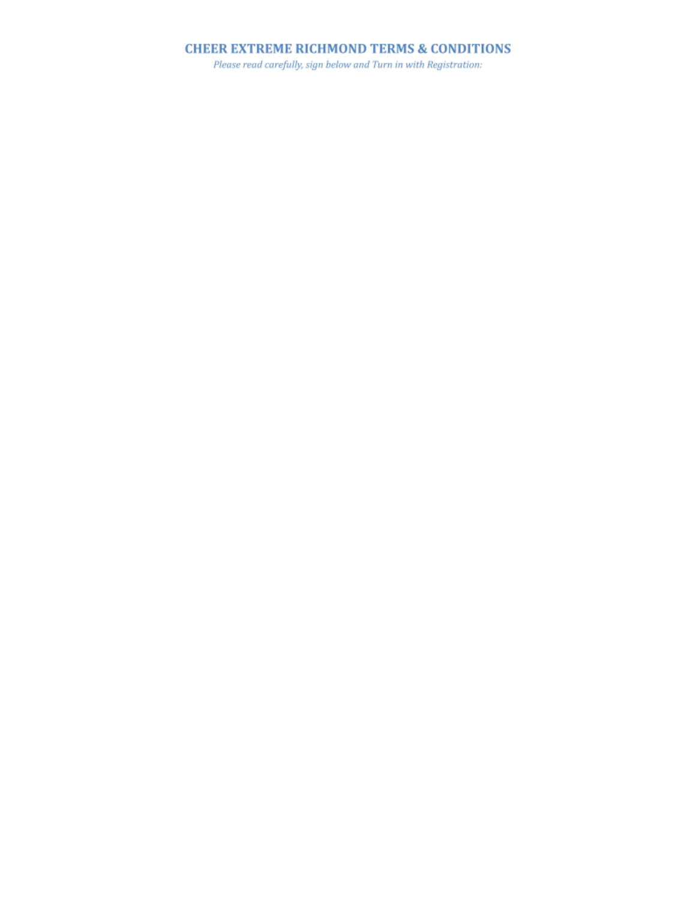# CHEER EXTREME RICHMOND TERMS & CONDITIONS

*Please read carefully, sign below and Turn in with Registration:*